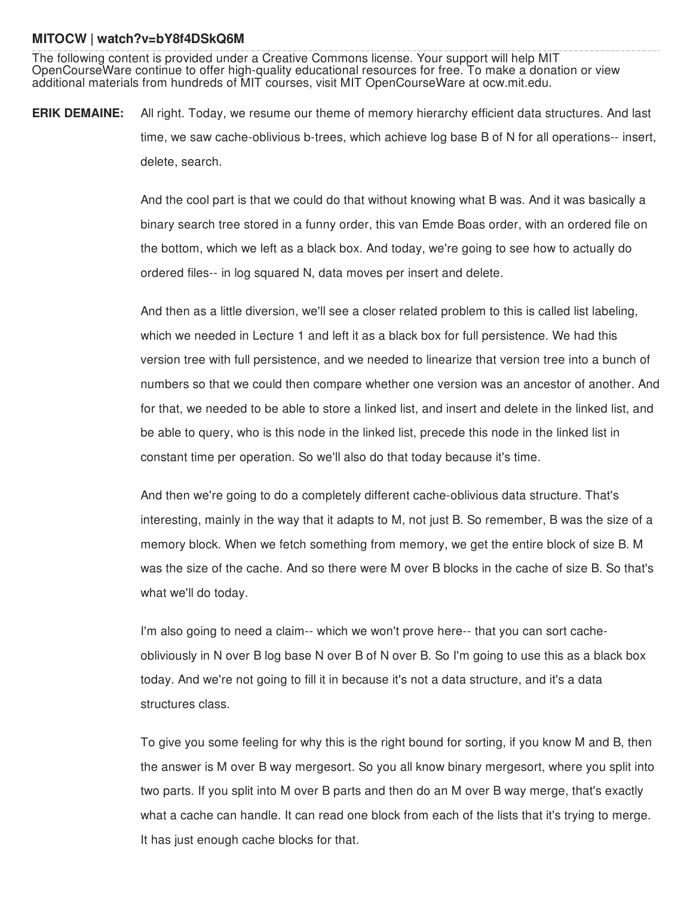**MITOCW | watch?v=bY8f4DSkQ6M**

The following content is provided under a Creative Commons license. Your support will help MIT OpenCourseWare continue to offer high-quality educational resources for free. To make a donation or view additional materials from hundreds of MIT courses, visit MIT OpenCourseWare at ocw.mit.edu.

**ERIK DEMAINE:** All right. Today, we resume our theme of memory hierarchy efficient data structures. And last time, we saw cache-oblivious b-trees, which achieve log base B of N for all operations-- insert, delete, search.

And the cool part is that we could do that without knowing what B was. And it was basically a binary search tree stored in a funny order, this van Emde Boas order, with an ordered file on the bottom, which we left as a black box. And today, we're going to see how to actually do ordered files-- in log squared N, data moves per insert and delete.

And then as a little diversion, we'll see a closer related problem to this is called list labeling, which we needed in Lecture 1 and left it as a black box for full persistence. We had this version tree with full persistence, and we needed to linearize that version tree into a bunch of numbers so that we could then compare whether one version was an ancestor of another. And for that, we needed to be able to store a linked list, and insert and delete in the linked list, and be able to query, who is this node in the linked list, precede this node in the linked list in constant time per operation. So we'll also do that today because it's time.

And then we're going to do a completely different cache-oblivious data structure. That's interesting, mainly in the way that it adapts to M, not just B. So remember, B was the size of a memory block. When we fetch something from memory, we get the entire block of size B. M was the size of the cache. And so there were M over B blocks in the cache of size B. So that's what we'll do today.

I'm also going to need a claim-- which we won't prove here-- that you can sort cache-obliviously in N over B log base N over B of N over B. So I'm going to use this as a black box today. And we're not going to fill it in because it's not a data structure, and it's a data structures class.

To give you some feeling for why this is the right bound for sorting, if you know M and B, then the answer is M over B way mergesort. So you all know binary mergesort, where you split into two parts. If you split into M over B parts and then do an M over B way merge, that's exactly what a cache can handle. It can read one block from each of the lists that it's trying to merge. It has just enough cache blocks for that.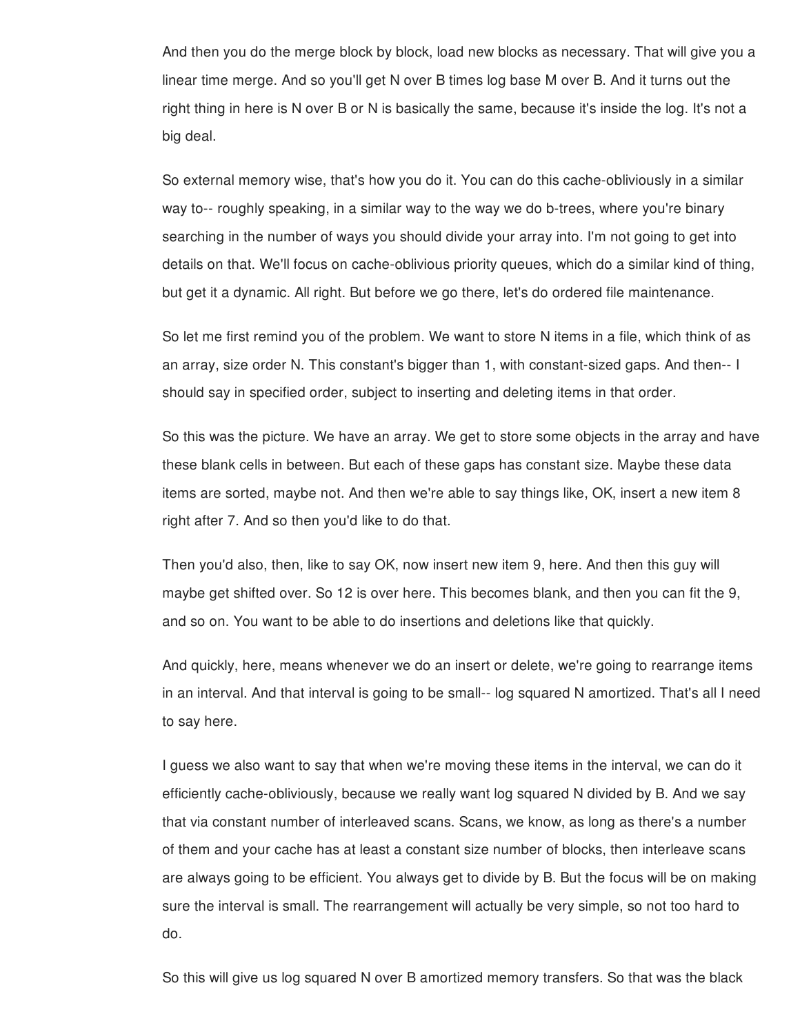And then you do the merge block by block, load new blocks as necessary. That will give you a linear time merge. And so you'll get N over B times log base M over B. And it turns out the right thing in here is N over B or N is basically the same, because it's inside the log. It's not a big deal.

So external memory wise, that's how you do it. You can do this cache-obliviously in a similar way to-- roughly speaking, in a similar way to the way we do b-trees, where you're binary searching in the number of ways you should divide your array into. I'm not going to get into details on that. We'll focus on cache-oblivious priority queues, which do a similar kind of thing, but get it a dynamic. All right. But before we go there, let's do ordered file maintenance.

So let me first remind you of the problem. We want to store N items in a file, which think of as an array, size order N. This constant's bigger than 1, with constant-sized gaps. And then-- I should say in specified order, subject to inserting and deleting items in that order.

So this was the picture. We have an array. We get to store some objects in the array and have these blank cells in between. But each of these gaps has constant size. Maybe these data items are sorted, maybe not. And then we're able to say things like, OK, insert a new item 8 right after 7. And so then you'd like to do that.

Then you'd also, then, like to say OK, now insert new item 9, here. And then this guy will maybe get shifted over. So 12 is over here. This becomes blank, and then you can fit the 9, and so on. You want to be able to do insertions and deletions like that quickly.

And quickly, here, means whenever we do an insert or delete, we're going to rearrange items in an interval. And that interval is going to be small-- log squared N amortized. That's all I need to say here.

I guess we also want to say that when we're moving these items in the interval, we can do it efficiently cache-obliviously, because we really want log squared N divided by B. And we say that via constant number of interleaved scans. Scans, we know, as long as there's a number of them and your cache has at least a constant size number of blocks, then interleave scans are always going to be efficient. You always get to divide by B. But the focus will be on making sure the interval is small. The rearrangement will actually be very simple, so not too hard to do.

So this will give us log squared N over B amortized memory transfers. So that was the black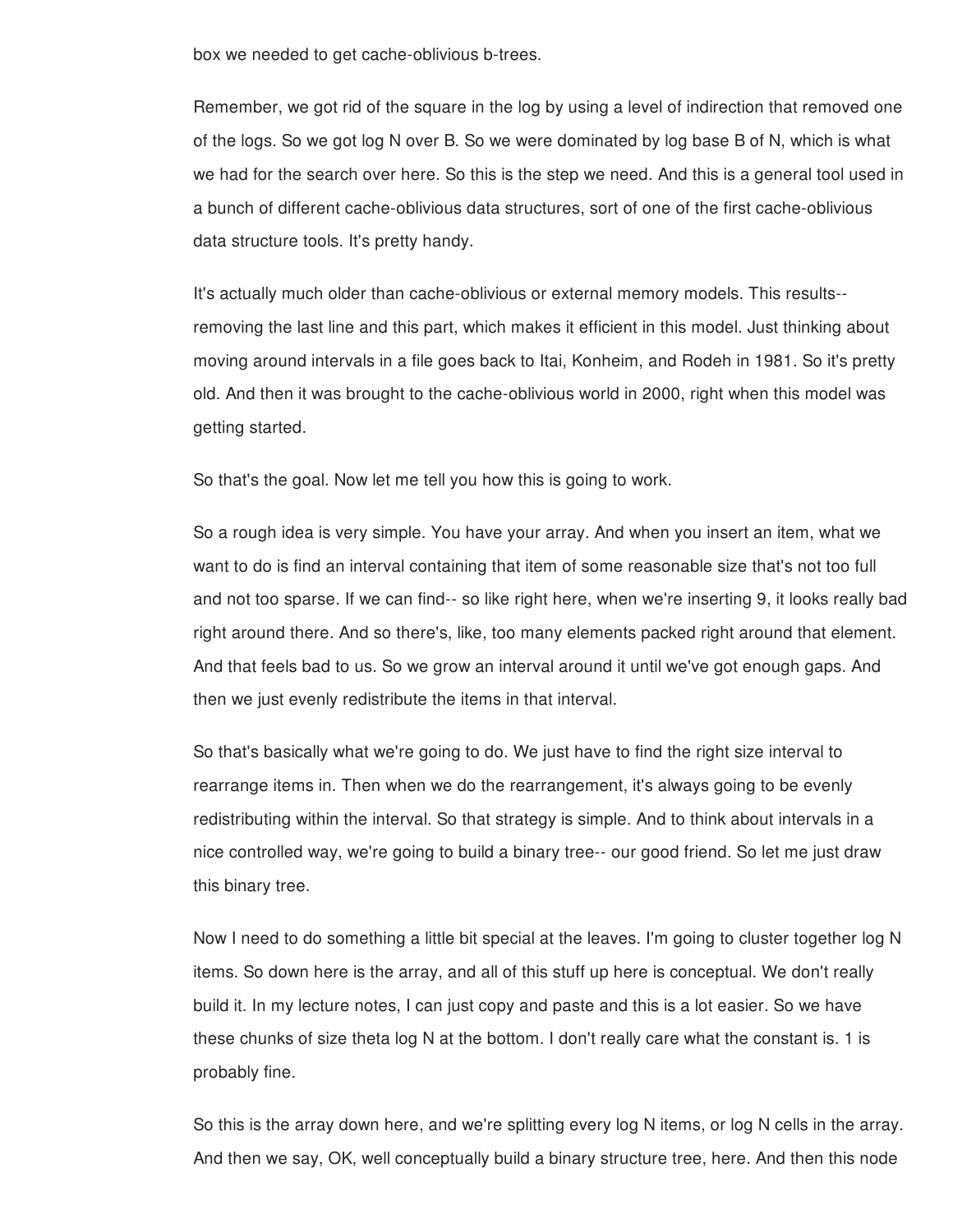box we needed to get cache-oblivious b-trees.

Remember, we got rid of the square in the log by using a level of indirection that removed one of the logs. So we got log N over B. So we were dominated by log base B of N, which is what we had for the search over here. So this is the step we need. And this is a general tool used in a bunch of different cache-oblivious data structures, sort of one of the first cache-oblivious data structure tools. It's pretty handy.

It's actually much older than cache-oblivious or external memory models. This results-- removing the last line and this part, which makes it efficient in this model. Just thinking about moving around intervals in a file goes back to Itai, Konheim, and Rodeh in 1981. So it's pretty old. And then it was brought to the cache-oblivious world in 2000, right when this model was getting started.

So that's the goal. Now let me tell you how this is going to work.

So a rough idea is very simple. You have your array. And when you insert an item, what we want to do is find an interval containing that item of some reasonable size that's not too full and not too sparse. If we can find-- so like right here, when we're inserting 9, it looks really bad right around there. And so there's, like, too many elements packed right around that element. And that feels bad to us. So we grow an interval around it until we've got enough gaps. And then we just evenly redistribute the items in that interval.

So that's basically what we're going to do. We just have to find the right size interval to rearrange items in. Then when we do the rearrangement, it's always going to be evenly redistributing within the interval. So that strategy is simple. And to think about intervals in a nice controlled way, we're going to build a binary tree-- our good friend. So let me just draw this binary tree.

Now I need to do something a little bit special at the leaves. I'm going to cluster together log N items. So down here is the array, and all of this stuff up here is conceptual. We don't really build it. In my lecture notes, I can just copy and paste and this is a lot easier. So we have these chunks of size theta log N at the bottom. I don't really care what the constant is. 1 is probably fine.

So this is the array down here, and we're splitting every log N items, or log N cells in the array. And then we say, OK, well conceptually build a binary structure tree, here. And then this node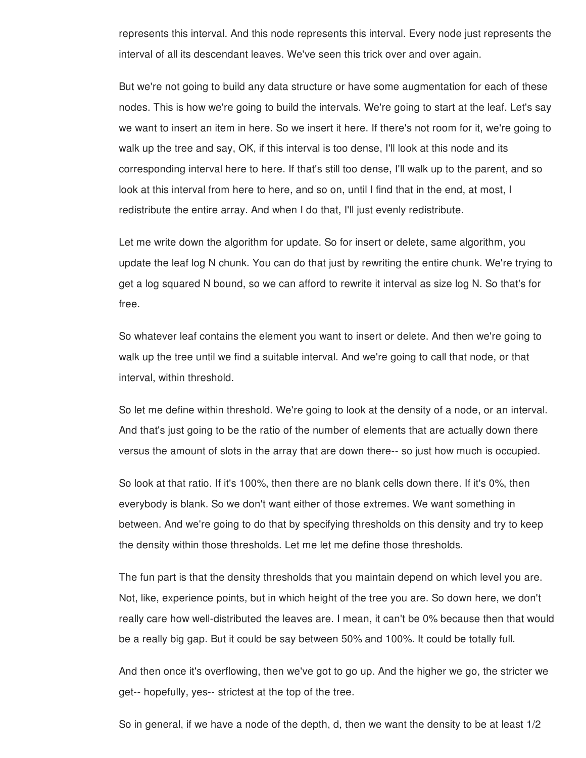represents this interval. And this node represents this interval. Every node just represents the interval of all its descendant leaves. We've seen this trick over and over again.

But we're not going to build any data structure or have some augmentation for each of these nodes. This is how we're going to build the intervals. We're going to start at the leaf. Let's say we want to insert an item in here. So we insert it here. If there's not room for it, we're going to walk up the tree and say, OK, if this interval is too dense, I'll look at this node and its corresponding interval here to here. If that's still too dense, I'll walk up to the parent, and so look at this interval from here to here, and so on, until I find that in the end, at most, I redistribute the entire array. And when I do that, I'll just evenly redistribute.

Let me write down the algorithm for update. So for insert or delete, same algorithm, you update the leaf log N chunk. You can do that just by rewriting the entire chunk. We're trying to get a log squared N bound, so we can afford to rewrite it interval as size log N. So that's for free.

So whatever leaf contains the element you want to insert or delete. And then we're going to walk up the tree until we find a suitable interval. And we're going to call that node, or that interval, within threshold.

So let me define within threshold. We're going to look at the density of a node, or an interval. And that's just going to be the ratio of the number of elements that are actually down there versus the amount of slots in the array that are down there-- so just how much is occupied.

So look at that ratio. If it's 100%, then there are no blank cells down there. If it's 0%, then everybody is blank. So we don't want either of those extremes. We want something in between. And we're going to do that by specifying thresholds on this density and try to keep the density within those thresholds. Let me let me define those thresholds.

The fun part is that the density thresholds that you maintain depend on which level you are. Not, like, experience points, but in which height of the tree you are. So down here, we don't really care how well-distributed the leaves are. I mean, it can't be 0% because then that would be a really big gap. But it could be say between 50% and 100%. It could be totally full.

And then once it's overflowing, then we've got to go up. And the higher we go, the stricter we get-- hopefully, yes-- strictest at the top of the tree.

So in general, if we have a node of the depth, d, then we want the density to be at least 1/2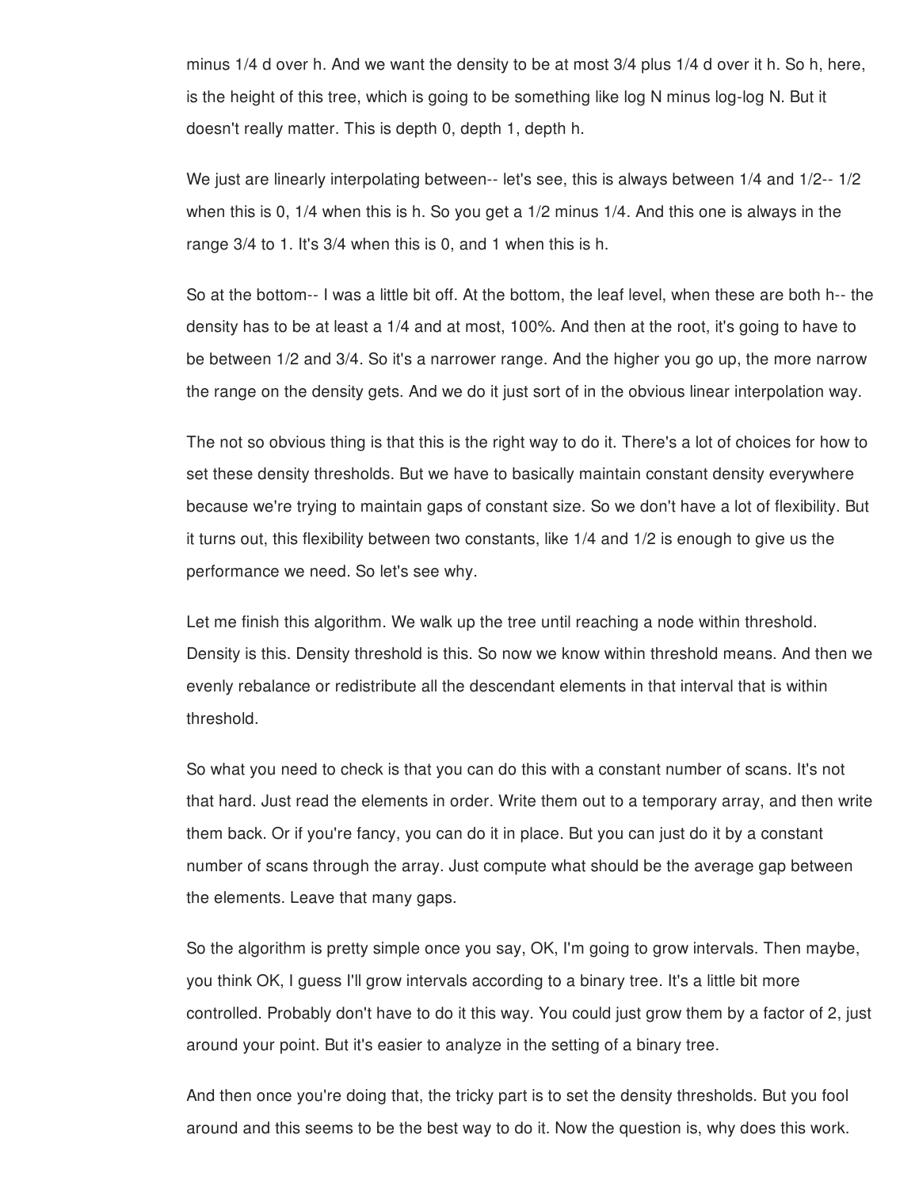minus 1/4 d over h. And we want the density to be at most 3/4 plus 1/4 d over it h. So h, here, is the height of this tree, which is going to be something like log N minus log-log N. But it doesn't really matter. This is depth 0, depth 1, depth h.

We just are linearly interpolating between-- let's see, this is always between 1/4 and 1/2-- 1/2 when this is 0, 1/4 when this is h. So you get a 1/2 minus 1/4. And this one is always in the range 3/4 to 1. It's 3/4 when this is 0, and 1 when this is h.

So at the bottom-- I was a little bit off. At the bottom, the leaf level, when these are both h-- the density has to be at least a 1/4 and at most, 100%. And then at the root, it's going to have to be between 1/2 and 3/4. So it's a narrower range. And the higher you go up, the more narrow the range on the density gets. And we do it just sort of in the obvious linear interpolation way.

The not so obvious thing is that this is the right way to do it. There's a lot of choices for how to set these density thresholds. But we have to basically maintain constant density everywhere because we're trying to maintain gaps of constant size. So we don't have a lot of flexibility. But it turns out, this flexibility between two constants, like 1/4 and 1/2 is enough to give us the performance we need. So let's see why.

Let me finish this algorithm. We walk up the tree until reaching a node within threshold. Density is this. Density threshold is this. So now we know within threshold means. And then we evenly rebalance or redistribute all the descendant elements in that interval that is within threshold.

So what you need to check is that you can do this with a constant number of scans. It's not that hard. Just read the elements in order. Write them out to a temporary array, and then write them back. Or if you're fancy, you can do it in place. But you can just do it by a constant number of scans through the array. Just compute what should be the average gap between the elements. Leave that many gaps.

So the algorithm is pretty simple once you say, OK, I'm going to grow intervals. Then maybe, you think OK, I guess I'll grow intervals according to a binary tree. It's a little bit more controlled. Probably don't have to do it this way. You could just grow them by a factor of 2, just around your point. But it's easier to analyze in the setting of a binary tree.

And then once you're doing that, the tricky part is to set the density thresholds. But you fool around and this seems to be the best way to do it. Now the question is, why does this work.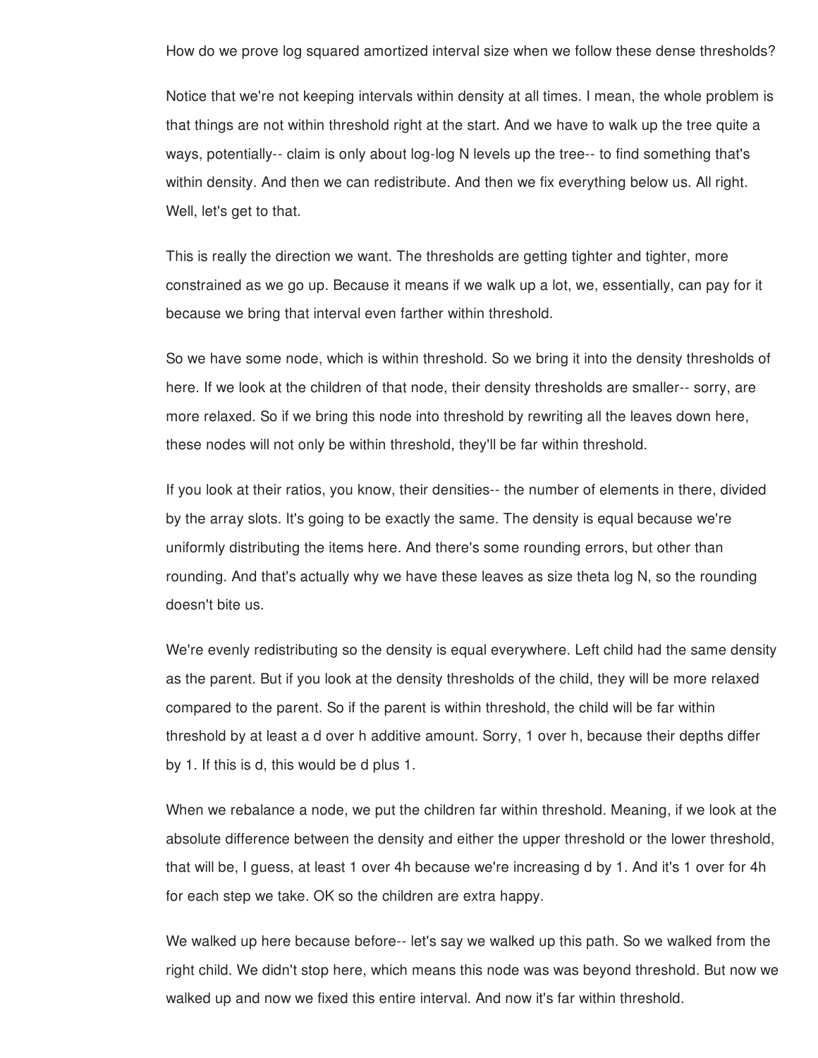How do we prove log squared amortized interval size when we follow these dense thresholds?

Notice that we're not keeping intervals within density at all times. I mean, the whole problem is that things are not within threshold right at the start. And we have to walk up the tree quite a ways, potentially-- claim is only about log-log N levels up the tree-- to find something that's within density. And then we can redistribute. And then we fix everything below us. All right. Well, let's get to that.

This is really the direction we want. The thresholds are getting tighter and tighter, more constrained as we go up. Because it means if we walk up a lot, we, essentially, can pay for it because we bring that interval even farther within threshold.

So we have some node, which is within threshold. So we bring it into the density thresholds of here. If we look at the children of that node, their density thresholds are smaller-- sorry, are more relaxed. So if we bring this node into threshold by rewriting all the leaves down here, these nodes will not only be within threshold, they'll be far within threshold.

If you look at their ratios, you know, their densities-- the number of elements in there, divided by the array slots. It's going to be exactly the same. The density is equal because we're uniformly distributing the items here. And there's some rounding errors, but other than rounding. And that's actually why we have these leaves as size theta log N, so the rounding doesn't bite us.

We're evenly redistributing so the density is equal everywhere. Left child had the same density as the parent. But if you look at the density thresholds of the child, they will be more relaxed compared to the parent. So if the parent is within threshold, the child will be far within threshold by at least a d over h additive amount. Sorry, 1 over h, because their depths differ by 1. If this is d, this would be d plus 1.

When we rebalance a node, we put the children far within threshold. Meaning, if we look at the absolute difference between the density and either the upper threshold or the lower threshold, that will be, I guess, at least 1 over 4h because we're increasing d by 1. And it's 1 over for 4h for each step we take. OK so the children are extra happy.

We walked up here because before-- let's say we walked up this path. So we walked from the right child. We didn't stop here, which means this node was was beyond threshold. But now we walked up and now we fixed this entire interval. And now it's far within threshold.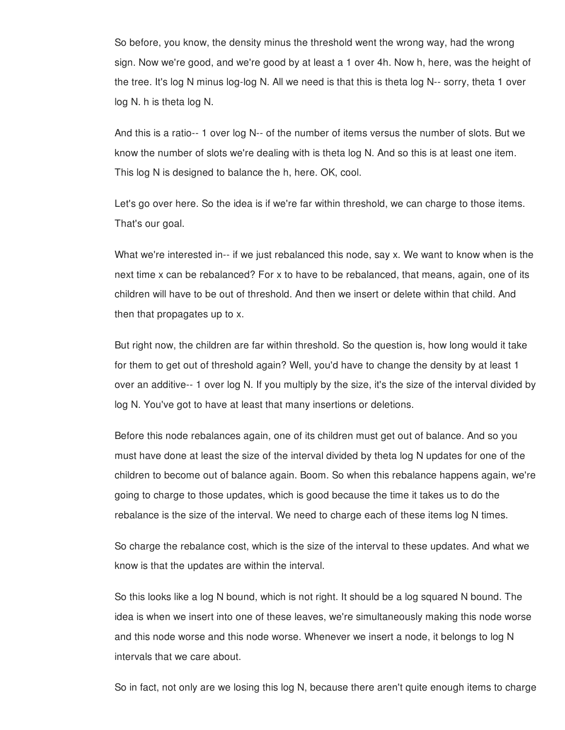So before, you know, the density minus the threshold went the wrong way, had the wrong sign. Now we're good, and we're good by at least a 1 over 4h. Now h, here, was the height of the tree. It's log N minus log-log N. All we need is that this is theta log N-- sorry, theta 1 over log N. h is theta log N.

And this is a ratio-- 1 over log N-- of the number of items versus the number of slots. But we know the number of slots we're dealing with is theta log N. And so this is at least one item. This log N is designed to balance the h, here. OK, cool.

Let's go over here. So the idea is if we're far within threshold, we can charge to those items. That's our goal.

What we're interested in-- if we just rebalanced this node, say x. We want to know when is the next time x can be rebalanced? For x to have to be rebalanced, that means, again, one of its children will have to be out of threshold. And then we insert or delete within that child. And then that propagates up to x.

But right now, the children are far within threshold. So the question is, how long would it take for them to get out of threshold again? Well, you'd have to change the density by at least 1 over an additive-- 1 over log N. If you multiply by the size, it's the size of the interval divided by log N. You've got to have at least that many insertions or deletions.

Before this node rebalances again, one of its children must get out of balance. And so you must have done at least the size of the interval divided by theta log N updates for one of the children to become out of balance again. Boom. So when this rebalance happens again, we're going to charge to those updates, which is good because the time it takes us to do the rebalance is the size of the interval. We need to charge each of these items log N times.

So charge the rebalance cost, which is the size of the interval to these updates. And what we know is that the updates are within the interval.

So this looks like a log N bound, which is not right. It should be a log squared N bound. The idea is when we insert into one of these leaves, we're simultaneously making this node worse and this node worse and this node worse. Whenever we insert a node, it belongs to log N intervals that we care about.

So in fact, not only are we losing this log N, because there aren't quite enough items to charge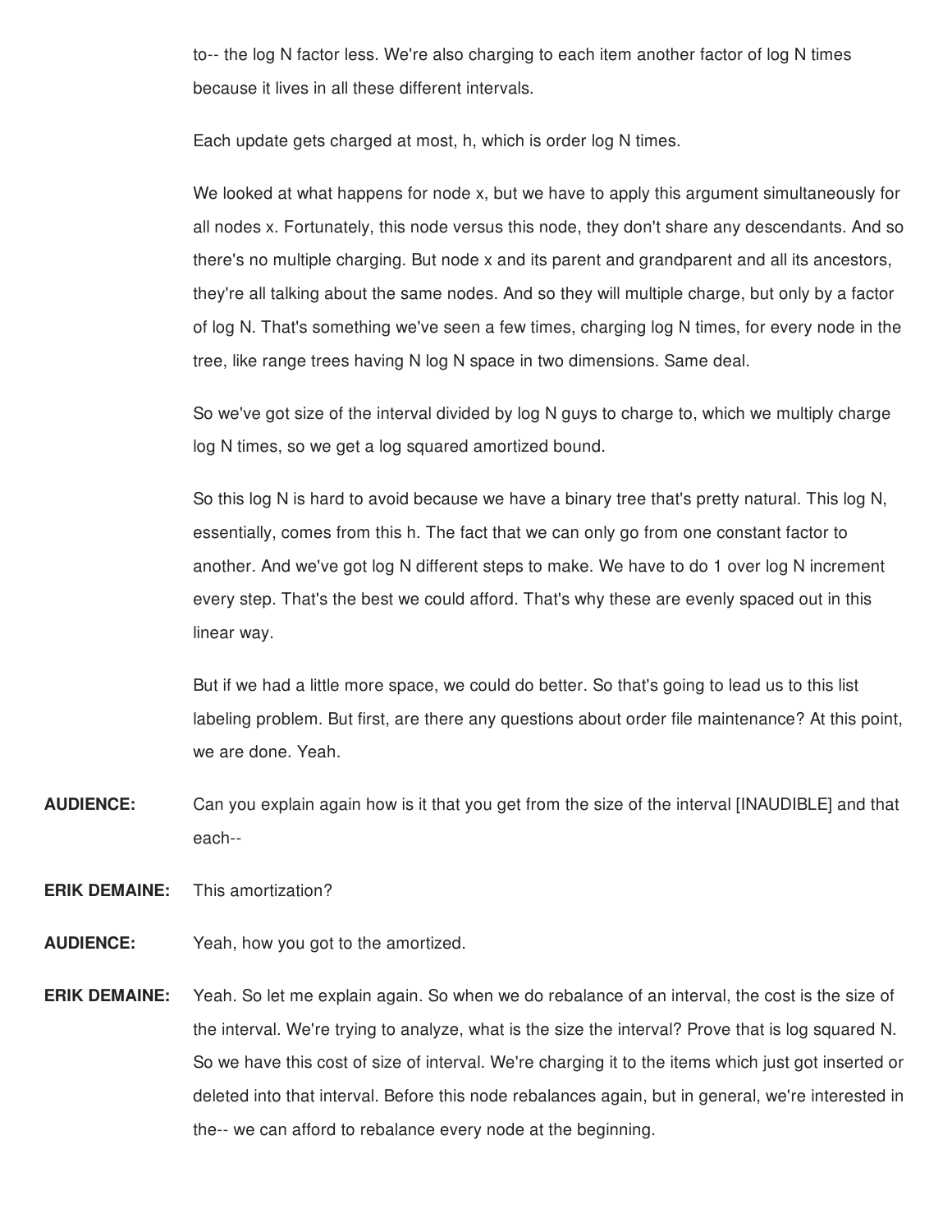to-- the log N factor less. We're also charging to each item another factor of log N times because it lives in all these different intervals.

Each update gets charged at most, h, which is order log N times.

We looked at what happens for node x, but we have to apply this argument simultaneously for all nodes x. Fortunately, this node versus this node, they don't share any descendants. And so there's no multiple charging. But node x and its parent and grandparent and all its ancestors, they're all talking about the same nodes. And so they will multiple charge, but only by a factor of log N. That's something we've seen a few times, charging log N times, for every node in the tree, like range trees having N log N space in two dimensions. Same deal.

So we've got size of the interval divided by log N guys to charge to, which we multiply charge log N times, so we get a log squared amortized bound.

So this log N is hard to avoid because we have a binary tree that's pretty natural. This log N, essentially, comes from this h. The fact that we can only go from one constant factor to another. And we've got log N different steps to make. We have to do 1 over log N increment every step. That's the best we could afford. That's why these are evenly spaced out in this linear way.

But if we had a little more space, we could do better. So that's going to lead us to this list labeling problem. But first, are there any questions about order file maintenance? At this point, we are done. Yeah.

**AUDIENCE:** Can you explain again how is it that you get from the size of the interval [INAUDIBLE] and that each--

**ERIK DEMAINE:** This amortization?

**AUDIENCE:** Yeah, how you got to the amortized.

**ERIK DEMAINE:** Yeah. So let me explain again. So when we do rebalance of an interval, the cost is the size of the interval. We're trying to analyze, what is the size the interval? Prove that is log squared N. So we have this cost of size of interval. We're charging it to the items which just got inserted or deleted into that interval. Before this node rebalances again, but in general, we're interested in the-- we can afford to rebalance every node at the beginning.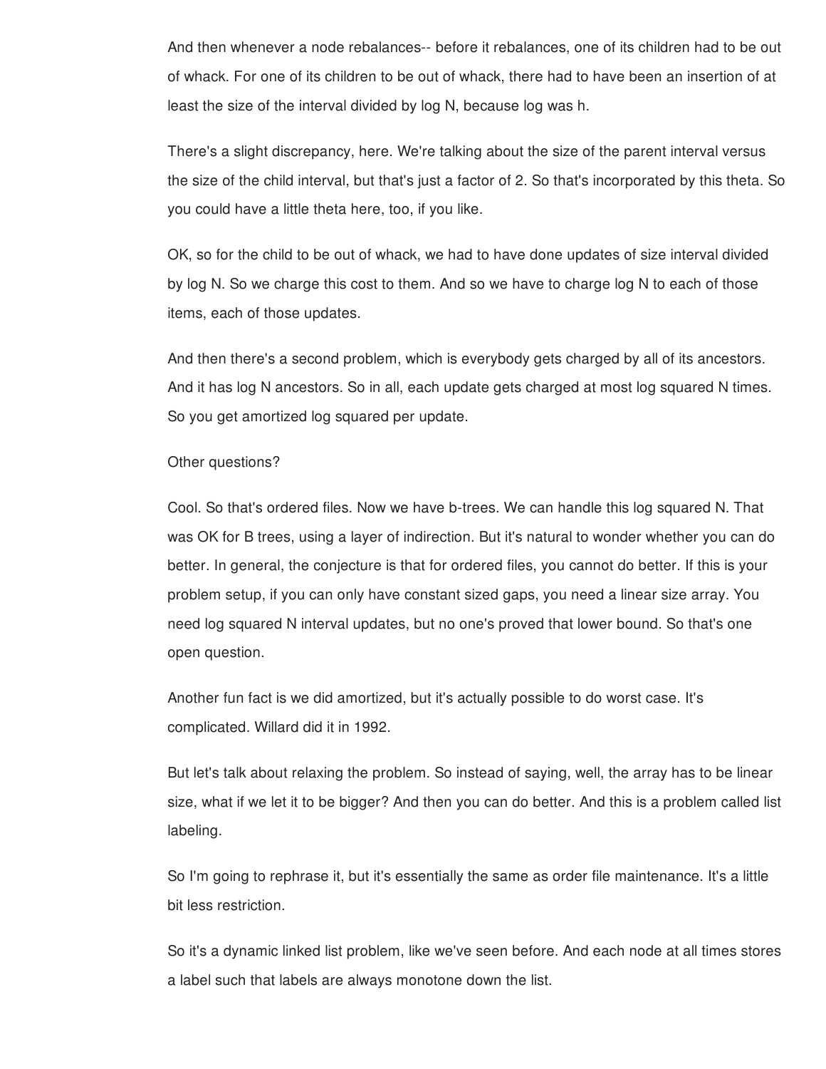And then whenever a node rebalances-- before it rebalances, one of its children had to be out of whack. For one of its children to be out of whack, there had to have been an insertion of at least the size of the interval divided by log N, because log was h.

There's a slight discrepancy, here. We're talking about the size of the parent interval versus the size of the child interval, but that's just a factor of 2. So that's incorporated by this theta. So you could have a little theta here, too, if you like.

OK, so for the child to be out of whack, we had to have done updates of size interval divided by log N. So we charge this cost to them. And so we have to charge log N to each of those items, each of those updates.

And then there's a second problem, which is everybody gets charged by all of its ancestors. And it has log N ancestors. So in all, each update gets charged at most log squared N times. So you get amortized log squared per update.

Other questions?

Cool. So that's ordered files. Now we have b-trees. We can handle this log squared N. That was OK for B trees, using a layer of indirection. But it's natural to wonder whether you can do better. In general, the conjecture is that for ordered files, you cannot do better. If this is your problem setup, if you can only have constant sized gaps, you need a linear size array. You need log squared N interval updates, but no one's proved that lower bound. So that's one open question.

Another fun fact is we did amortized, but it's actually possible to do worst case. It's complicated. Willard did it in 1992.

But let's talk about relaxing the problem. So instead of saying, well, the array has to be linear size, what if we let it to be bigger? And then you can do better. And this is a problem called list labeling.

So I'm going to rephrase it, but it's essentially the same as order file maintenance. It's a little bit less restriction.

So it's a dynamic linked list problem, like we've seen before. And each node at all times stores a label such that labels are always monotone down the list.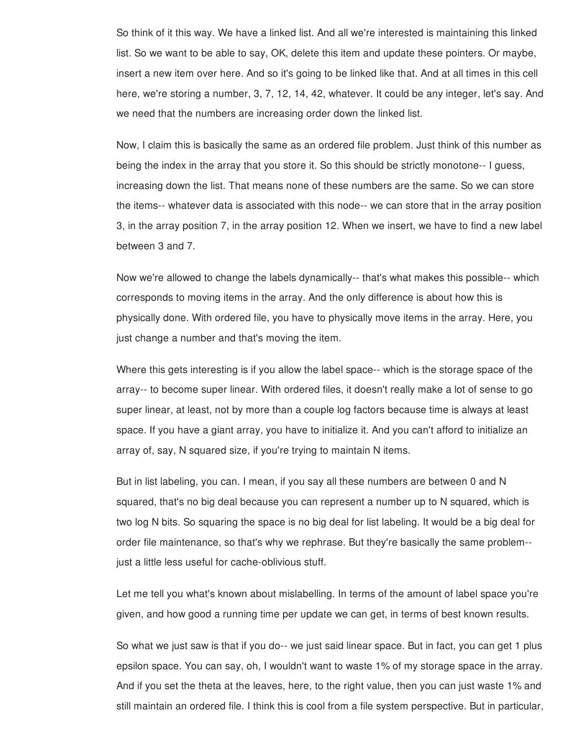So think of it this way. We have a linked list. And all we're interested is maintaining this linked list. So we want to be able to say, OK, delete this item and update these pointers. Or maybe, insert a new item over here. And so it's going to be linked like that. And at all times in this cell here, we're storing a number, 3, 7, 12, 14, 42, whatever. It could be any integer, let's say. And we need that the numbers are increasing order down the linked list.

Now, I claim this is basically the same as an ordered file problem. Just think of this number as being the index in the array that you store it. So this should be strictly monotone-- I guess, increasing down the list. That means none of these numbers are the same. So we can store the items-- whatever data is associated with this node-- we can store that in the array position 3, in the array position 7, in the array position 12. When we insert, we have to find a new label between 3 and 7.

Now we're allowed to change the labels dynamically-- that's what makes this possible-- which corresponds to moving items in the array. And the only difference is about how this is physically done. With ordered file, you have to physically move items in the array. Here, you just change a number and that's moving the item.

Where this gets interesting is if you allow the label space-- which is the storage space of the array-- to become super linear. With ordered files, it doesn't really make a lot of sense to go super linear, at least, not by more than a couple log factors because time is always at least space. If you have a giant array, you have to initialize it. And you can't afford to initialize an array of, say, N squared size, if you're trying to maintain N items.

But in list labeling, you can. I mean, if you say all these numbers are between 0 and N squared, that's no big deal because you can represent a number up to N squared, which is two log N bits. So squaring the space is no big deal for list labeling. It would be a big deal for order file maintenance, so that's why we rephrase. But they're basically the same problem-- just a little less useful for cache-oblivious stuff.

Let me tell you what's known about mislabelling. In terms of the amount of label space you're given, and how good a running time per update we can get, in terms of best known results.

So what we just saw is that if you do-- we just said linear space. But in fact, you can get 1 plus epsilon space. You can say, oh, I wouldn't want to waste 1% of my storage space in the array. And if you set the theta at the leaves, here, to the right value, then you can just waste 1% and still maintain an ordered file. I think this is cool from a file system perspective. But in particular,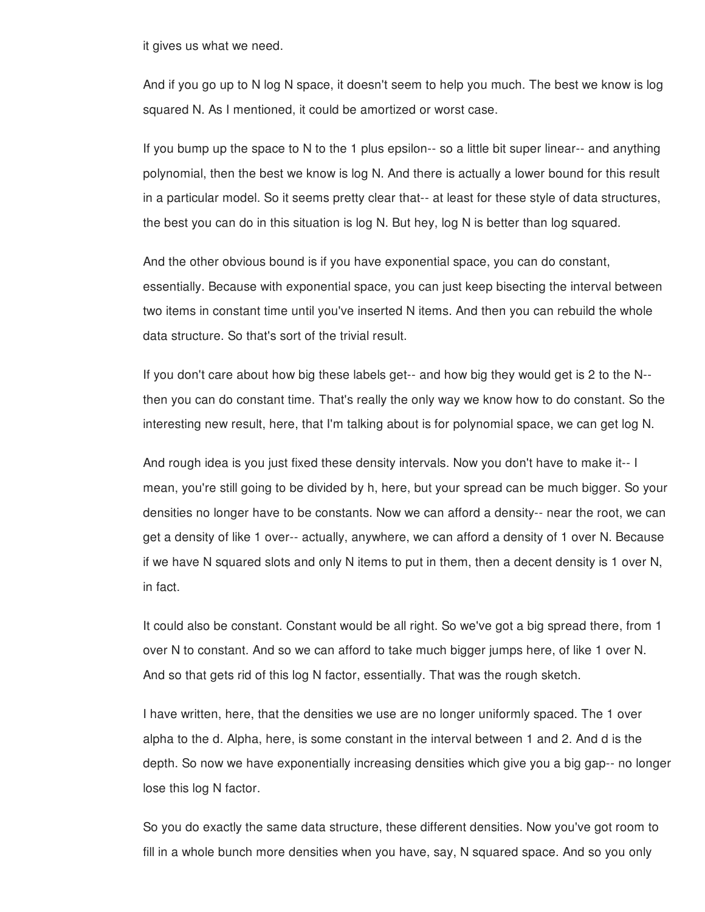it gives us what we need.

And if you go up to N log N space, it doesn't seem to help you much. The best we know is log squared N. As I mentioned, it could be amortized or worst case.

If you bump up the space to N to the 1 plus epsilon-- so a little bit super linear-- and anything polynomial, then the best we know is log N. And there is actually a lower bound for this result in a particular model. So it seems pretty clear that-- at least for these style of data structures, the best you can do in this situation is log N. But hey, log N is better than log squared.

And the other obvious bound is if you have exponential space, you can do constant, essentially. Because with exponential space, you can just keep bisecting the interval between two items in constant time until you've inserted N items. And then you can rebuild the whole data structure. So that's sort of the trivial result.

If you don't care about how big these labels get-- and how big they would get is 2 to the N-- then you can do constant time. That's really the only way we know how to do constant. So the interesting new result, here, that I'm talking about is for polynomial space, we can get log N.

And rough idea is you just fixed these density intervals. Now you don't have to make it-- I mean, you're still going to be divided by h, here, but your spread can be much bigger. So your densities no longer have to be constants. Now we can afford a density-- near the root, we can get a density of like 1 over-- actually, anywhere, we can afford a density of 1 over N. Because if we have N squared slots and only N items to put in them, then a decent density is 1 over N, in fact.

It could also be constant. Constant would be all right. So we've got a big spread there, from 1 over N to constant. And so we can afford to take much bigger jumps here, of like 1 over N. And so that gets rid of this log N factor, essentially. That was the rough sketch.

I have written, here, that the densities we use are no longer uniformly spaced. The 1 over alpha to the d. Alpha, here, is some constant in the interval between 1 and 2. And d is the depth. So now we have exponentially increasing densities which give you a big gap-- no longer lose this log N factor.

So you do exactly the same data structure, these different densities. Now you've got room to fill in a whole bunch more densities when you have, say, N squared space. And so you only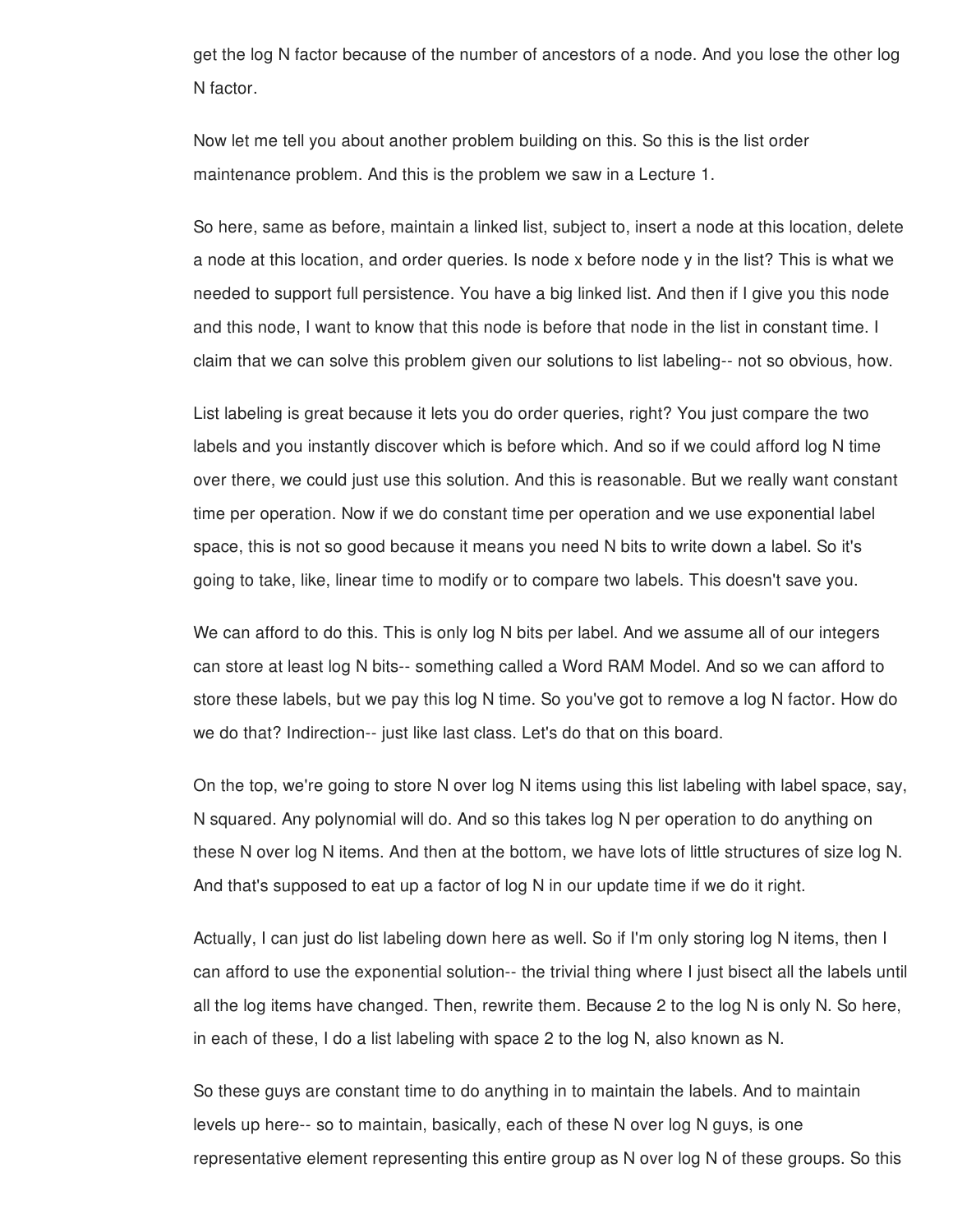get the log N factor because of the number of ancestors of a node. And you lose the other log N factor.

Now let me tell you about another problem building on this. So this is the list order maintenance problem. And this is the problem we saw in a Lecture 1.

So here, same as before, maintain a linked list, subject to, insert a node at this location, delete a node at this location, and order queries. Is node x before node y in the list? This is what we needed to support full persistence. You have a big linked list. And then if I give you this node and this node, I want to know that this node is before that node in the list in constant time. I claim that we can solve this problem given our solutions to list labeling-- not so obvious, how.

List labeling is great because it lets you do order queries, right? You just compare the two labels and you instantly discover which is before which. And so if we could afford log N time over there, we could just use this solution. And this is reasonable. But we really want constant time per operation. Now if we do constant time per operation and we use exponential label space, this is not so good because it means you need N bits to write down a label. So it's going to take, like, linear time to modify or to compare two labels. This doesn't save you.

We can afford to do this. This is only log N bits per label. And we assume all of our integers can store at least log N bits-- something called a Word RAM Model. And so we can afford to store these labels, but we pay this log N time. So you've got to remove a log N factor. How do we do that? Indirection-- just like last class. Let's do that on this board.

On the top, we're going to store N over log N items using this list labeling with label space, say, N squared. Any polynomial will do. And so this takes log N per operation to do anything on these N over log N items. And then at the bottom, we have lots of little structures of size log N. And that's supposed to eat up a factor of log N in our update time if we do it right.

Actually, I can just do list labeling down here as well. So if I'm only storing log N items, then I can afford to use the exponential solution-- the trivial thing where I just bisect all the labels until all the log items have changed. Then, rewrite them. Because 2 to the log N is only N. So here, in each of these, I do a list labeling with space 2 to the log N, also known as N.

So these guys are constant time to do anything in to maintain the labels. And to maintain levels up here-- so to maintain, basically, each of these N over log N guys, is one representative element representing this entire group as N over log N of these groups. So this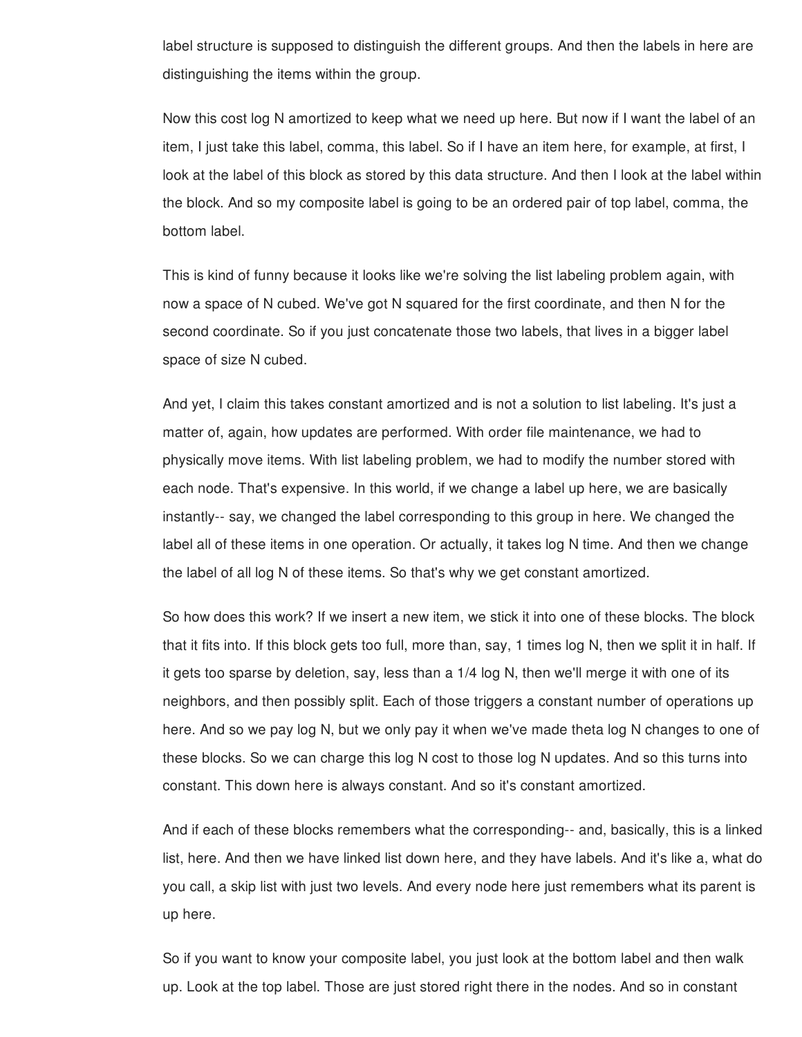label structure is supposed to distinguish the different groups. And then the labels in here are distinguishing the items within the group.

Now this cost log N amortized to keep what we need up here. But now if I want the label of an item, I just take this label, comma, this label. So if I have an item here, for example, at first, I look at the label of this block as stored by this data structure. And then I look at the label within the block. And so my composite label is going to be an ordered pair of top label, comma, the bottom label.

This is kind of funny because it looks like we're solving the list labeling problem again, with now a space of N cubed. We've got N squared for the first coordinate, and then N for the second coordinate. So if you just concatenate those two labels, that lives in a bigger label space of size N cubed.

And yet, I claim this takes constant amortized and is not a solution to list labeling. It's just a matter of, again, how updates are performed. With order file maintenance, we had to physically move items. With list labeling problem, we had to modify the number stored with each node. That's expensive. In this world, if we change a label up here, we are basically instantly-- say, we changed the label corresponding to this group in here. We changed the label all of these items in one operation. Or actually, it takes log N time. And then we change the label of all log N of these items. So that's why we get constant amortized.

So how does this work? If we insert a new item, we stick it into one of these blocks. The block that it fits into. If this block gets too full, more than, say, 1 times log N, then we split it in half. If it gets too sparse by deletion, say, less than a 1/4 log N, then we'll merge it with one of its neighbors, and then possibly split. Each of those triggers a constant number of operations up here. And so we pay log N, but we only pay it when we've made theta log N changes to one of these blocks. So we can charge this log N cost to those log N updates. And so this turns into constant. This down here is always constant. And so it's constant amortized.

And if each of these blocks remembers what the corresponding-- and, basically, this is a linked list, here. And then we have linked list down here, and they have labels. And it's like a, what do you call, a skip list with just two levels. And every node here just remembers what its parent is up here.

So if you want to know your composite label, you just look at the bottom label and then walk up. Look at the top label. Those are just stored right there in the nodes. And so in constant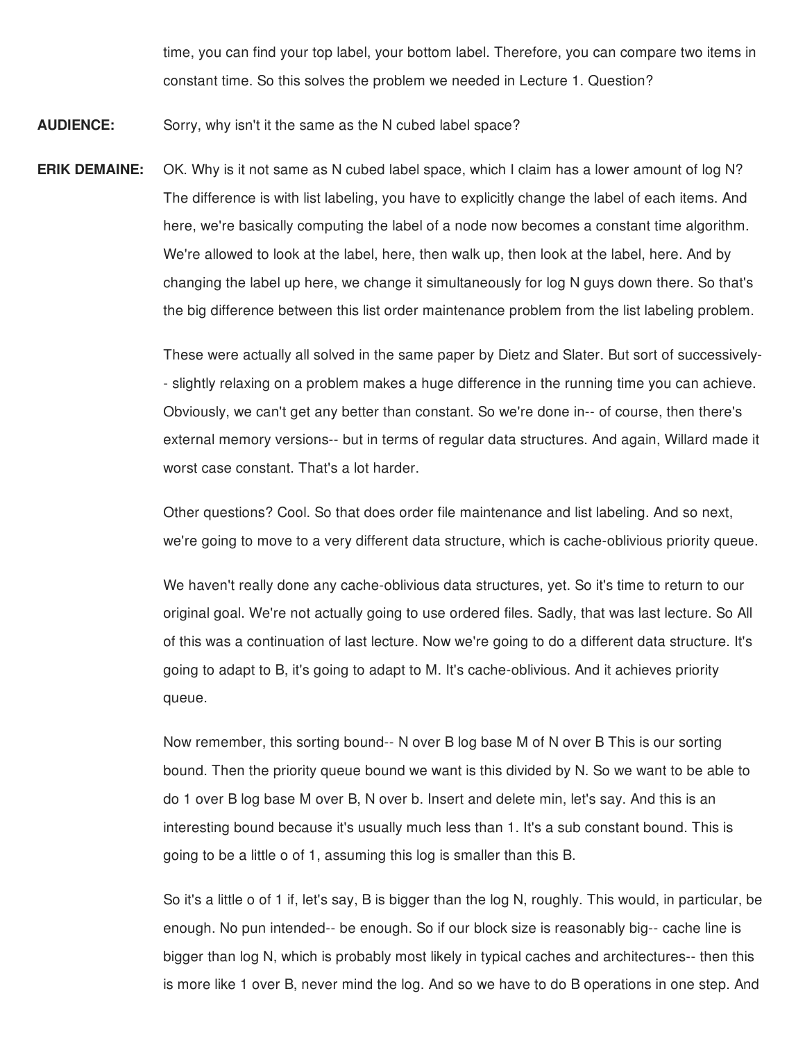time, you can find your top label, your bottom label. Therefore, you can compare two items in constant time. So this solves the problem we needed in Lecture 1. Question?

**AUDIENCE:** Sorry, why isn't it the same as the N cubed label space?

**ERIK DEMAINE:** OK. Why is it not same as N cubed label space, which I claim has a lower amount of log N? The difference is with list labeling, you have to explicitly change the label of each items. And here, we're basically computing the label of a node now becomes a constant time algorithm. We're allowed to look at the label, here, then walk up, then look at the label, here. And by changing the label up here, we change it simultaneously for log N guys down there. So that's the big difference between this list order maintenance problem from the list labeling problem.

These were actually all solved in the same paper by Dietz and Slater. But sort of successively-- slightly relaxing on a problem makes a huge difference in the running time you can achieve. Obviously, we can't get any better than constant. So we're done in-- of course, then there's external memory versions-- but in terms of regular data structures. And again, Willard made it worst case constant. That's a lot harder.

Other questions? Cool. So that does order file maintenance and list labeling. And so next, we're going to move to a very different data structure, which is cache-oblivious priority queue.

We haven't really done any cache-oblivious data structures, yet. So it's time to return to our original goal. We're not actually going to use ordered files. Sadly, that was last lecture. So All of this was a continuation of last lecture. Now we're going to do a different data structure. It's going to adapt to B, it's going to adapt to M. It's cache-oblivious. And it achieves priority queue.

Now remember, this sorting bound-- N over B log base M of N over B This is our sorting bound. Then the priority queue bound we want is this divided by N. So we want to be able to do 1 over B log base M over B, N over b. Insert and delete min, let's say. And this is an interesting bound because it's usually much less than 1. It's a sub constant bound. This is going to be a little o of 1, assuming this log is smaller than this B.

So it's a little o of 1 if, let's say, B is bigger than the log N, roughly. This would, in particular, be enough. No pun intended-- be enough. So if our block size is reasonably big-- cache line is bigger than log N, which is probably most likely in typical caches and architectures-- then this is more like 1 over B, never mind the log. And so we have to do B operations in one step. And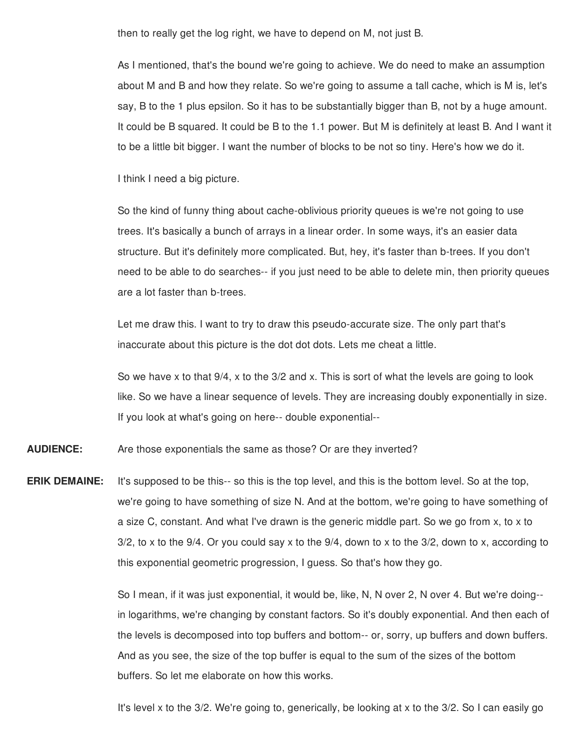then to really get the log right, we have to depend on M, not just B.

As I mentioned, that's the bound we're going to achieve. We do need to make an assumption about M and B and how they relate. So we're going to assume a tall cache, which is M is, let's say, B to the 1 plus epsilon. So it has to be substantially bigger than B, not by a huge amount. It could be B squared. It could be B to the 1.1 power. But M is definitely at least B. And I want it to be a little bit bigger. I want the number of blocks to be not so tiny. Here's how we do it.

I think I need a big picture.

So the kind of funny thing about cache-oblivious priority queues is we're not going to use trees. It's basically a bunch of arrays in a linear order. In some ways, it's an easier data structure. But it's definitely more complicated. But, hey, it's faster than b-trees. If you don't need to be able to do searches-- if you just need to be able to delete min, then priority queues are a lot faster than b-trees.

Let me draw this. I want to try to draw this pseudo-accurate size. The only part that's inaccurate about this picture is the dot dot dots. Lets me cheat a little.

So we have x to that 9/4, x to the 3/2 and x. This is sort of what the levels are going to look like. So we have a linear sequence of levels. They are increasing doubly exponentially in size. If you look at what's going on here-- double exponential--

**AUDIENCE:** Are those exponentials the same as those? Or are they inverted?

**ERIK DEMAINE:** It's supposed to be this-- so this is the top level, and this is the bottom level. So at the top, we're going to have something of size N. And at the bottom, we're going to have something of a size C, constant. And what I've drawn is the generic middle part. So we go from x, to x to 3/2, to x to the 9/4. Or you could say x to the 9/4, down to x to the 3/2, down to x, according to this exponential geometric progression, I guess. So that's how they go.

So I mean, if it was just exponential, it would be, like, N, N over 2, N over 4. But we're doing-- in logarithms, we're changing by constant factors. So it's doubly exponential. And then each of the levels is decomposed into top buffers and bottom-- or, sorry, up buffers and down buffers. And as you see, the size of the top buffer is equal to the sum of the sizes of the bottom buffers. So let me elaborate on how this works.

It's level x to the 3/2. We're going to, generically, be looking at x to the 3/2. So I can easily go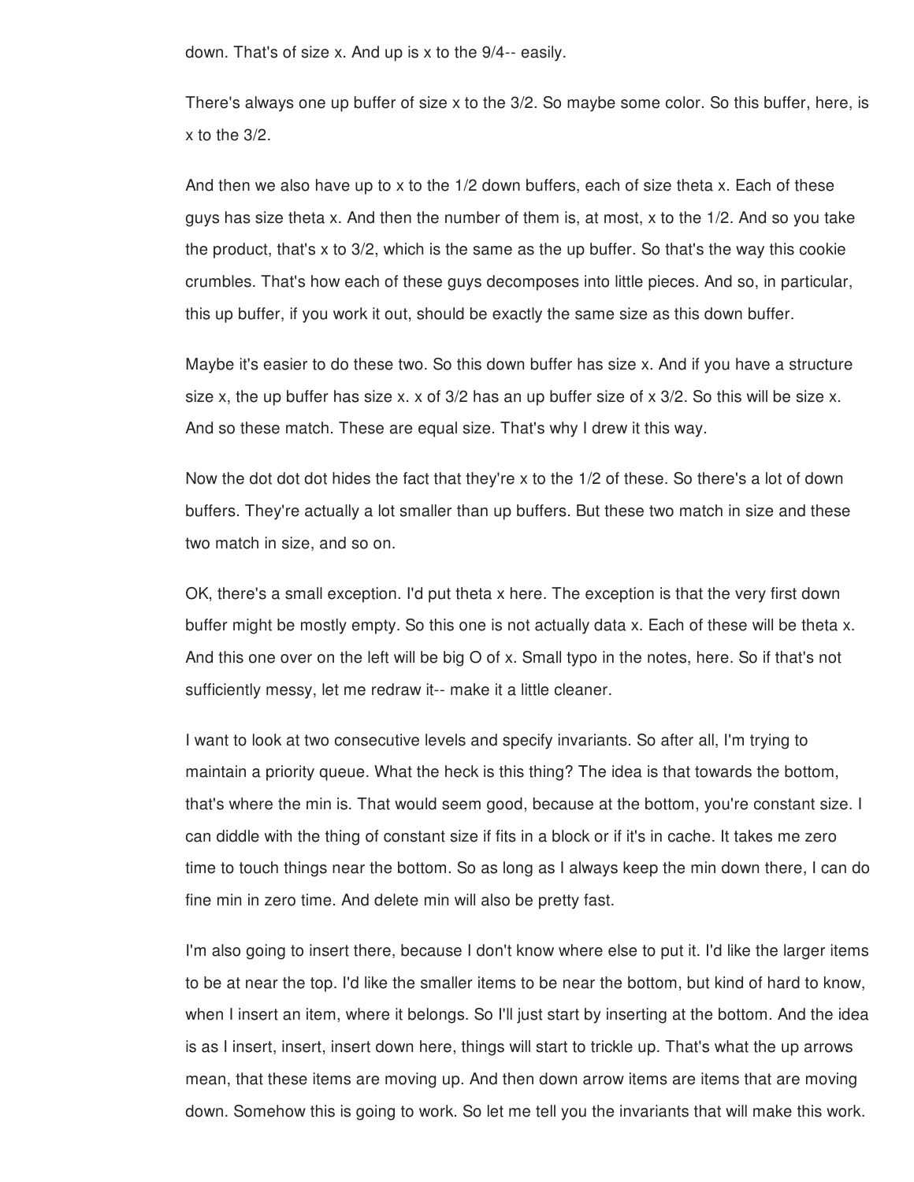down. That's of size x. And up is x to the 9/4-- easily.

There's always one up buffer of size x to the 3/2. So maybe some color. So this buffer, here, is x to the 3/2.

And then we also have up to x to the 1/2 down buffers, each of size theta x. Each of these guys has size theta x. And then the number of them is, at most, x to the 1/2. And so you take the product, that's x to 3/2, which is the same as the up buffer. So that's the way this cookie crumbles. That's how each of these guys decomposes into little pieces. And so, in particular, this up buffer, if you work it out, should be exactly the same size as this down buffer.

Maybe it's easier to do these two. So this down buffer has size x. And if you have a structure size x, the up buffer has size x. x of 3/2 has an up buffer size of x 3/2. So this will be size x. And so these match. These are equal size. That's why I drew it this way.

Now the dot dot dot hides the fact that they're x to the 1/2 of these. So there's a lot of down buffers. They're actually a lot smaller than up buffers. But these two match in size and these two match in size, and so on.

OK, there's a small exception. I'd put theta x here. The exception is that the very first down buffer might be mostly empty. So this one is not actually data x. Each of these will be theta x. And this one over on the left will be big O of x. Small typo in the notes, here. So if that's not sufficiently messy, let me redraw it-- make it a little cleaner.

I want to look at two consecutive levels and specify invariants. So after all, I'm trying to maintain a priority queue. What the heck is this thing? The idea is that towards the bottom, that's where the min is. That would seem good, because at the bottom, you're constant size. I can diddle with the thing of constant size if fits in a block or if it's in cache. It takes me zero time to touch things near the bottom. So as long as I always keep the min down there, I can do fine min in zero time. And delete min will also be pretty fast.

I'm also going to insert there, because I don't know where else to put it. I'd like the larger items to be at near the top. I'd like the smaller items to be near the bottom, but kind of hard to know, when I insert an item, where it belongs. So I'll just start by inserting at the bottom. And the idea is as I insert, insert, insert down here, things will start to trickle up. That's what the up arrows mean, that these items are moving up. And then down arrow items are items that are moving down. Somehow this is going to work. So let me tell you the invariants that will make this work.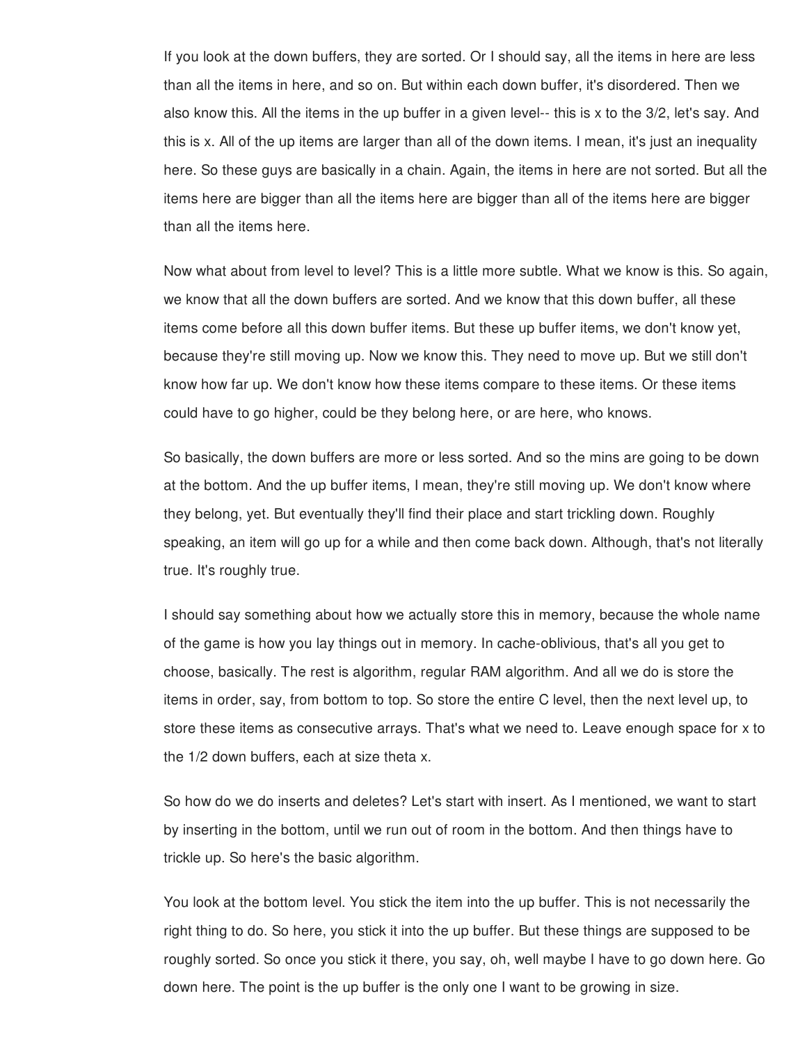If you look at the down buffers, they are sorted. Or I should say, all the items in here are less than all the items in here, and so on. But within each down buffer, it's disordered. Then we also know this. All the items in the up buffer in a given level-- this is $x$ to the 3/2, let's say. And this is $x$. All of the up items are larger than all of the down items. I mean, it's just an inequality here. So these guys are basically in a chain. Again, the items in here are not sorted. But all the items here are bigger than all the items here are bigger than all of the items here are bigger than all the items here.

Now what about from level to level? This is a little more subtle. What we know is this. So again, we know that all the down buffers are sorted. And we know that this down buffer, all these items come before all this down buffer items. But these up buffer items, we don't know yet, because they're still moving up. Now we know this. They need to move up. But we still don't know how far up. We don't know how these items compare to these items. Or these items could have to go higher, could be they belong here, or are here, who knows.

So basically, the down buffers are more or less sorted. And so the mins are going to be down at the bottom. And the up buffer items, I mean, they're still moving up. We don't know where they belong, yet. But eventually they'll find their place and start trickling down. Roughly speaking, an item will go up for a while and then come back down. Although, that's not literally true. It's roughly true.

I should say something about how we actually store this in memory, because the whole name of the game is how you lay things out in memory. In cache-oblivious, that's all you get to choose, basically. The rest is algorithm, regular RAM algorithm. And all we do is store the items in order, say, from bottom to top. So store the entire C level, then the next level up, to store these items as consecutive arrays. That's what we need to. Leave enough space for $x$ to the 1/2 down buffers, each at size theta $x$.

So how do we do inserts and deletes? Let's start with insert. As I mentioned, we want to start by inserting in the bottom, until we run out of room in the bottom. And then things have to trickle up. So here's the basic algorithm.

You look at the bottom level. You stick the item into the up buffer. This is not necessarily the right thing to do. So here, you stick it into the up buffer. But these things are supposed to be roughly sorted. So once you stick it there, you say, oh, well maybe I have to go down here. Go down here. The point is the up buffer is the only one I want to be growing in size.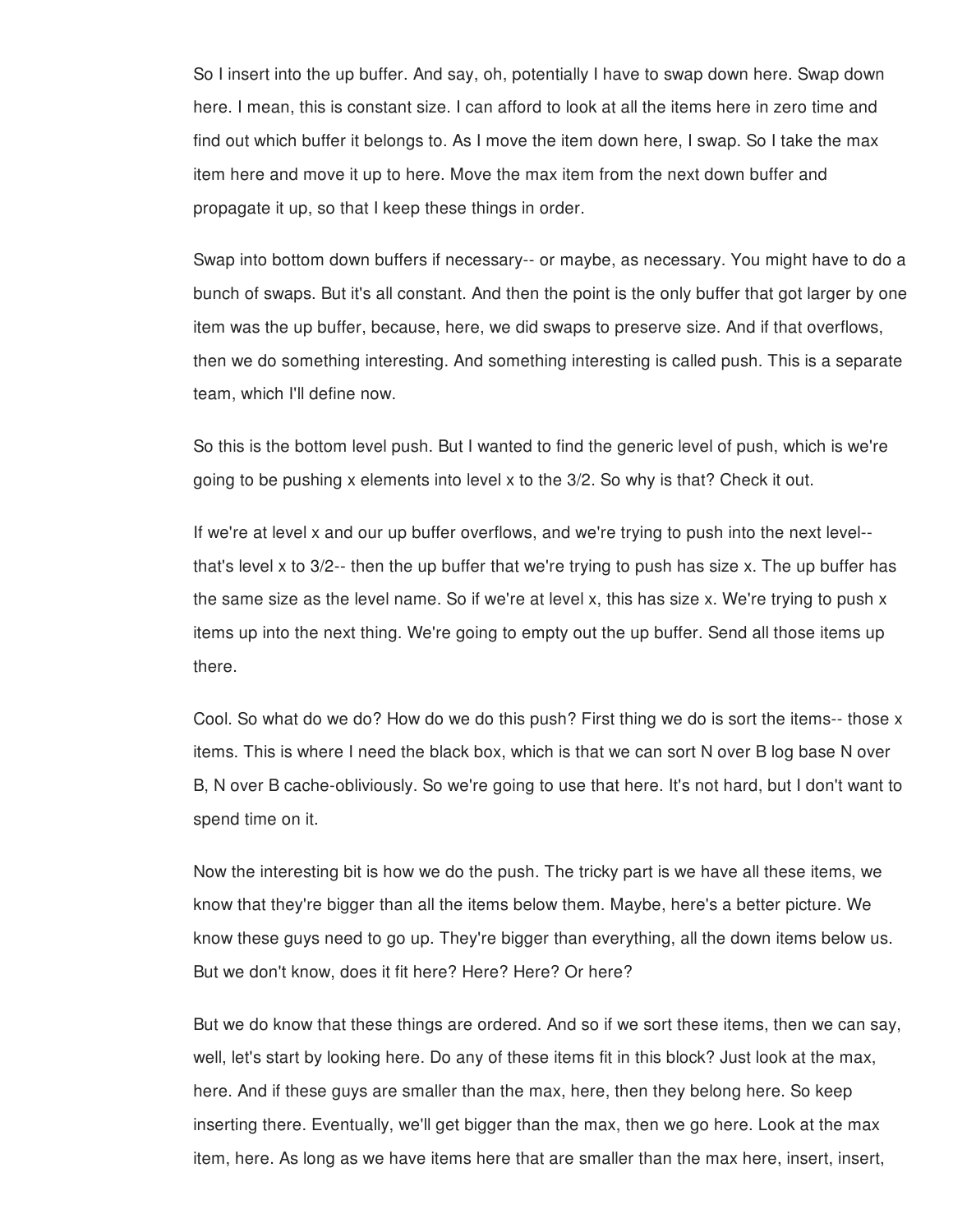So I insert into the up buffer. And say, oh, potentially I have to swap down here. Swap down here. I mean, this is constant size. I can afford to look at all the items here in zero time and find out which buffer it belongs to. As I move the item down here, I swap. So I take the max item here and move it up to here. Move the max item from the next down buffer and propagate it up, so that I keep these things in order.

Swap into bottom down buffers if necessary-- or maybe, as necessary. You might have to do a bunch of swaps. But it's all constant. And then the point is the only buffer that got larger by one item was the up buffer, because, here, we did swaps to preserve size. And if that overflows, then we do something interesting. And something interesting is called push. This is a separate team, which I'll define now.

So this is the bottom level push. But I wanted to find the generic level of push, which is we're going to be pushing x elements into level x to the 3/2. So why is that? Check it out.

If we're at level x and our up buffer overflows, and we're trying to push into the next level-- that's level x to 3/2-- then the up buffer that we're trying to push has size x. The up buffer has the same size as the level name. So if we're at level x, this has size x. We're trying to push x items up into the next thing. We're going to empty out the up buffer. Send all those items up there.

Cool. So what do we do? How do we do this push? First thing we do is sort the items-- those x items. This is where I need the black box, which is that we can sort N over B log base N over B, N over B cache-obliviously. So we're going to use that here. It's not hard, but I don't want to spend time on it.

Now the interesting bit is how we do the push. The tricky part is we have all these items, we know that they're bigger than all the items below them. Maybe, here's a better picture. We know these guys need to go up. They're bigger than everything, all the down items below us. But we don't know, does it fit here? Here? Here? Or here?

But we do know that these things are ordered. And so if we sort these items, then we can say, well, let's start by looking here. Do any of these items fit in this block? Just look at the max, here. And if these guys are smaller than the max, here, then they belong here. So keep inserting there. Eventually, we'll get bigger than the max, then we go here. Look at the max item, here. As long as we have items here that are smaller than the max here, insert, insert,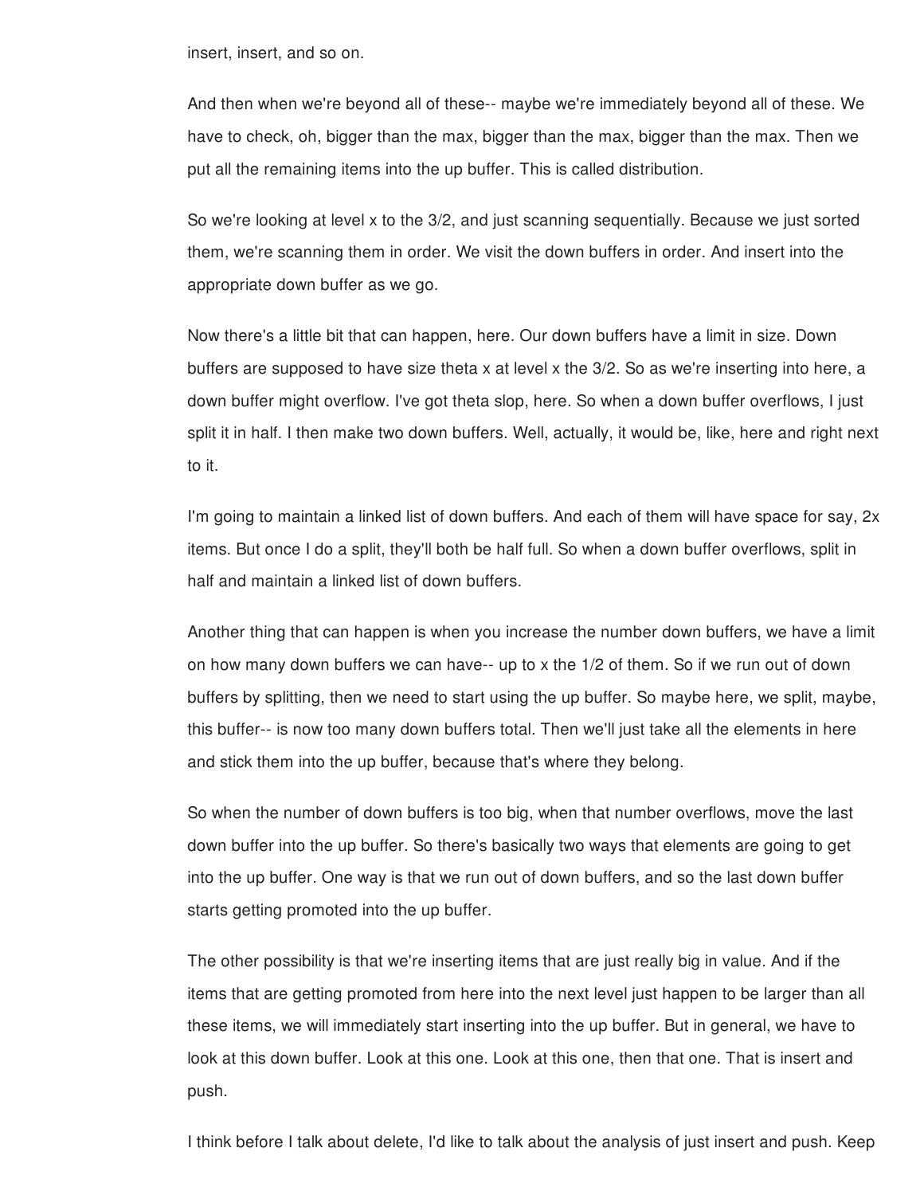insert, insert, and so on.

And then when we're beyond all of these-- maybe we're immediately beyond all of these. We have to check, oh, bigger than the max, bigger than the max, bigger than the max. Then we put all the remaining items into the up buffer. This is called distribution.

So we're looking at level x to the 3/2, and just scanning sequentially. Because we just sorted them, we're scanning them in order. We visit the down buffers in order. And insert into the appropriate down buffer as we go.

Now there's a little bit that can happen, here. Our down buffers have a limit in size. Down buffers are supposed to have size theta x at level x the 3/2. So as we're inserting into here, a down buffer might overflow. I've got theta slop, here. So when a down buffer overflows, I just split it in half. I then make two down buffers. Well, actually, it would be, like, here and right next to it.

I'm going to maintain a linked list of down buffers. And each of them will have space for say, 2x items. But once I do a split, they'll both be half full. So when a down buffer overflows, split in half and maintain a linked list of down buffers.

Another thing that can happen is when you increase the number down buffers, we have a limit on how many down buffers we can have-- up to x the 1/2 of them. So if we run out of down buffers by splitting, then we need to start using the up buffer. So maybe here, we split, maybe, this buffer-- is now too many down buffers total. Then we'll just take all the elements in here and stick them into the up buffer, because that's where they belong.

So when the number of down buffers is too big, when that number overflows, move the last down buffer into the up buffer. So there's basically two ways that elements are going to get into the up buffer. One way is that we run out of down buffers, and so the last down buffer starts getting promoted into the up buffer.

The other possibility is that we're inserting items that are just really big in value. And if the items that are getting promoted from here into the next level just happen to be larger than all these items, we will immediately start inserting into the up buffer. But in general, we have to look at this down buffer. Look at this one. Look at this one, then that one. That is insert and push.

I think before I talk about delete, I'd like to talk about the analysis of just insert and push. Keep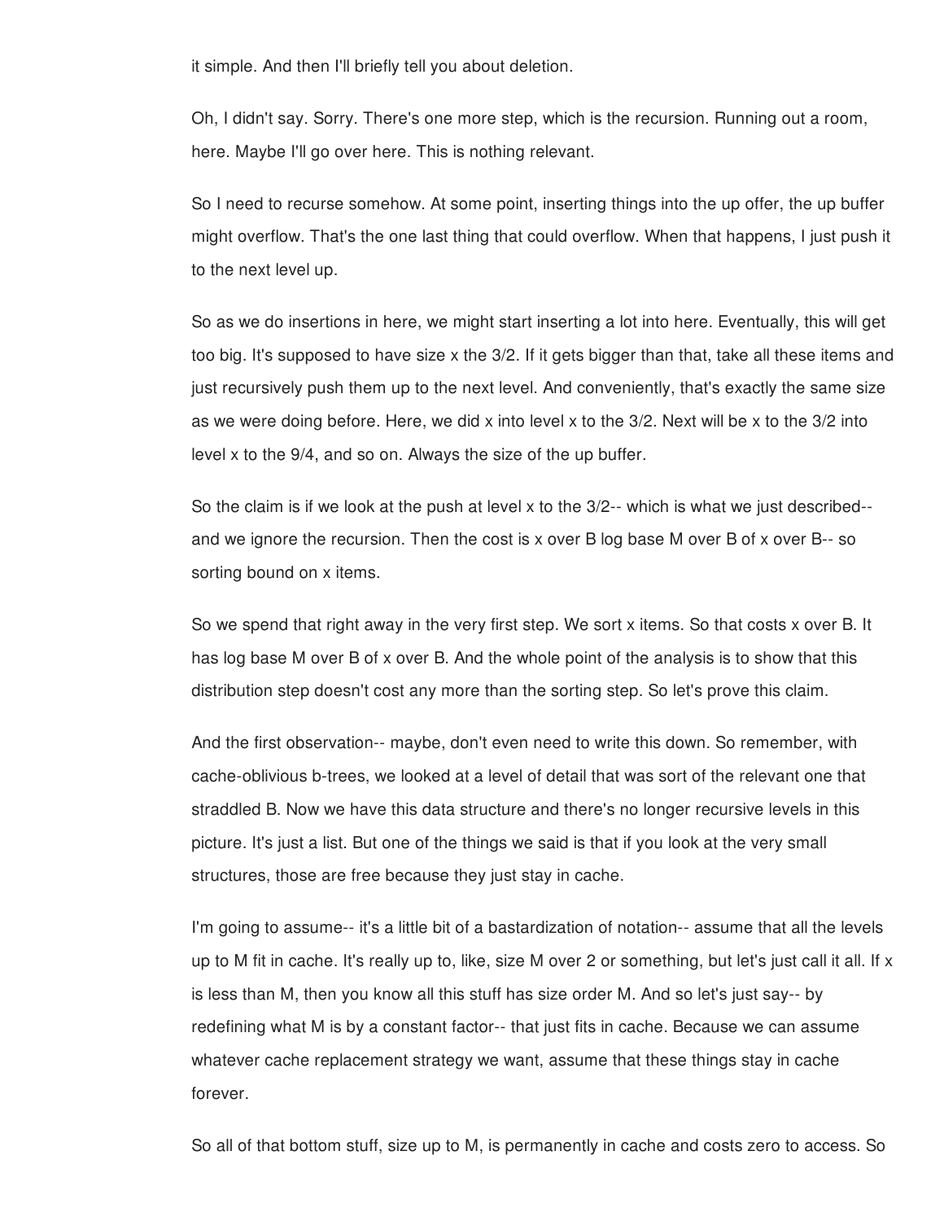it simple. And then I'll briefly tell you about deletion.

Oh, I didn't say. Sorry. There's one more step, which is the recursion. Running out a room, here. Maybe I'll go over here. This is nothing relevant.

So I need to recurse somehow. At some point, inserting things into the up offer, the up buffer might overflow. That's the one last thing that could overflow. When that happens, I just push it to the next level up.

So as we do insertions in here, we might start inserting a lot into here. Eventually, this will get too big. It's supposed to have size x the 3/2. If it gets bigger than that, take all these items and just recursively push them up to the next level. And conveniently, that's exactly the same size as we were doing before. Here, we did x into level x to the 3/2. Next will be x to the 3/2 into level x to the 9/4, and so on. Always the size of the up buffer.

So the claim is if we look at the push at level x to the 3/2-- which is what we just described-- and we ignore the recursion. Then the cost is x over B log base M over B of x over B-- so sorting bound on x items.

So we spend that right away in the very first step. We sort x items. So that costs x over B. It has log base M over B of x over B. And the whole point of the analysis is to show that this distribution step doesn't cost any more than the sorting step. So let's prove this claim.

And the first observation-- maybe, don't even need to write this down. So remember, with cache-oblivious b-trees, we looked at a level of detail that was sort of the relevant one that straddled B. Now we have this data structure and there's no longer recursive levels in this picture. It's just a list. But one of the things we said is that if you look at the very small structures, those are free because they just stay in cache.

I'm going to assume-- it's a little bit of a bastardization of notation-- assume that all the levels up to M fit in cache. It's really up to, like, size M over 2 or something, but let's just call it all. If x is less than M, then you know all this stuff has size order M. And so let's just say-- by redefining what M is by a constant factor-- that just fits in cache. Because we can assume whatever cache replacement strategy we want, assume that these things stay in cache forever.

So all of that bottom stuff, size up to M, is permanently in cache and costs zero to access. So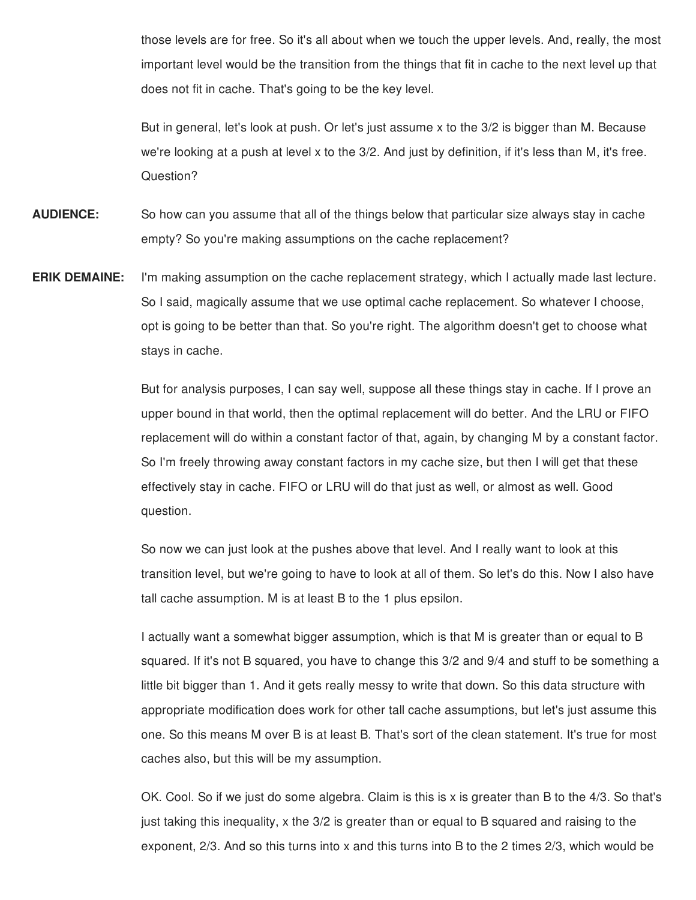those levels are for free. So it's all about when we touch the upper levels. And, really, the most important level would be the transition from the things that fit in cache to the next level up that does not fit in cache. That's going to be the key level.

But in general, let's look at push. Or let's just assume x to the 3/2 is bigger than M. Because we're looking at a push at level x to the 3/2. And just by definition, if it's less than M, it's free. Question?

**AUDIENCE:** So how can you assume that all of the things below that particular size always stay in cache empty? So you're making assumptions on the cache replacement?

**ERIK DEMAINE:** I'm making assumption on the cache replacement strategy, which I actually made last lecture. So I said, magically assume that we use optimal cache replacement. So whatever I choose, opt is going to be better than that. So you're right. The algorithm doesn't get to choose what stays in cache.

But for analysis purposes, I can say well, suppose all these things stay in cache. If I prove an upper bound in that world, then the optimal replacement will do better. And the LRU or FIFO replacement will do within a constant factor of that, again, by changing M by a constant factor. So I'm freely throwing away constant factors in my cache size, but then I will get that these effectively stay in cache. FIFO or LRU will do that just as well, or almost as well. Good question.

So now we can just look at the pushes above that level. And I really want to look at this transition level, but we're going to have to look at all of them. So let's do this. Now I also have tall cache assumption. M is at least B to the 1 plus epsilon.

I actually want a somewhat bigger assumption, which is that M is greater than or equal to B squared. If it's not B squared, you have to change this 3/2 and 9/4 and stuff to be something a little bit bigger than 1. And it gets really messy to write that down. So this data structure with appropriate modification does work for other tall cache assumptions, but let's just assume this one. So this means M over B is at least B. That's sort of the clean statement. It's true for most caches also, but this will be my assumption.

OK. Cool. So if we just do some algebra. Claim is this is x is greater than B to the 4/3. So that's just taking this inequality, x the 3/2 is greater than or equal to B squared and raising to the exponent, 2/3. And so this turns into x and this turns into B to the 2 times 2/3, which would be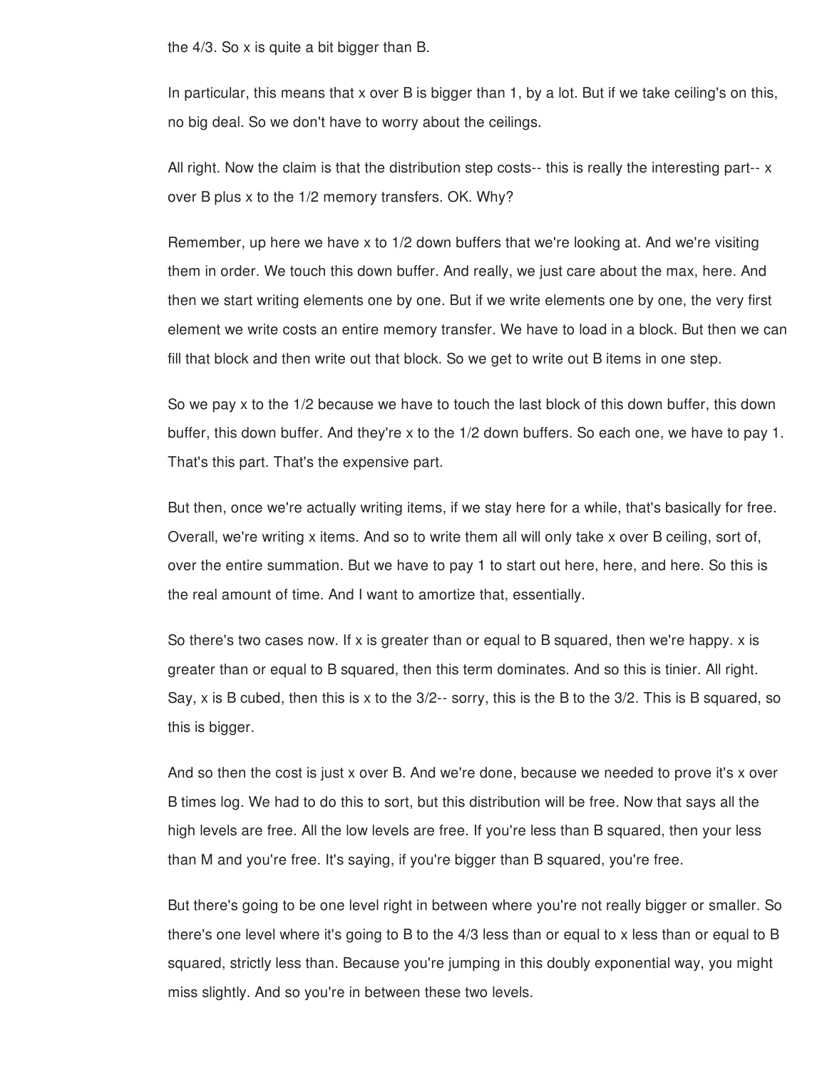the 4/3. So x is quite a bit bigger than B.

In particular, this means that x over B is bigger than 1, by a lot. But if we take ceiling's on this, no big deal. So we don't have to worry about the ceilings.

All right. Now the claim is that the distribution step costs-- this is really the interesting part-- x over B plus x to the 1/2 memory transfers. OK. Why?

Remember, up here we have x to 1/2 down buffers that we're looking at. And we're visiting them in order. We touch this down buffer. And really, we just care about the max, here. And then we start writing elements one by one. But if we write elements one by one, the very first element we write costs an entire memory transfer. We have to load in a block. But then we can fill that block and then write out that block. So we get to write out B items in one step.

So we pay x to the 1/2 because we have to touch the last block of this down buffer, this down buffer, this down buffer. And they're x to the 1/2 down buffers. So each one, we have to pay 1. That's this part. That's the expensive part.

But then, once we're actually writing items, if we stay here for a while, that's basically for free. Overall, we're writing x items. And so to write them all will only take x over B ceiling, sort of, over the entire summation. But we have to pay 1 to start out here, here, and here. So this is the real amount of time. And I want to amortize that, essentially.

So there's two cases now. If x is greater than or equal to B squared, then we're happy. x is greater than or equal to B squared, then this term dominates. And so this is tinier. All right. Say, x is B cubed, then this is x to the 3/2-- sorry, this is the B to the 3/2. This is B squared, so this is bigger.

And so then the cost is just x over B. And we're done, because we needed to prove it's x over B times log. We had to do this to sort, but this distribution will be free. Now that says all the high levels are free. All the low levels are free. If you're less than B squared, then your less than M and you're free. It's saying, if you're bigger than B squared, you're free.

But there's going to be one level right in between where you're not really bigger or smaller. So there's one level where it's going to B to the 4/3 less than or equal to x less than or equal to B squared, strictly less than. Because you're jumping in this doubly exponential way, you might miss slightly. And so you're in between these two levels.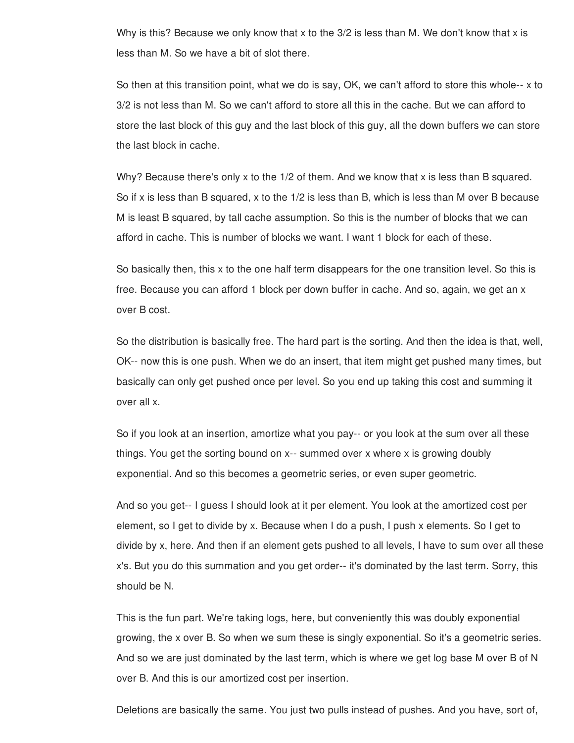Why is this? Because we only know that x to the 3/2 is less than M. We don't know that x is less than M. So we have a bit of slot there.

So then at this transition point, what we do is say, OK, we can't afford to store this whole-- x to 3/2 is not less than M. So we can't afford to store all this in the cache. But we can afford to store the last block of this guy and the last block of this guy, all the down buffers we can store the last block in cache.

Why? Because there's only x to the 1/2 of them. And we know that x is less than B squared. So if x is less than B squared, x to the 1/2 is less than B, which is less than M over B because M is least B squared, by tall cache assumption. So this is the number of blocks that we can afford in cache. This is number of blocks we want. I want 1 block for each of these.

So basically then, this x to the one half term disappears for the one transition level. So this is free. Because you can afford 1 block per down buffer in cache. And so, again, we get an x over B cost.

So the distribution is basically free. The hard part is the sorting. And then the idea is that, well, OK-- now this is one push. When we do an insert, that item might get pushed many times, but basically can only get pushed once per level. So you end up taking this cost and summing it over all x.

So if you look at an insertion, amortize what you pay-- or you look at the sum over all these things. You get the sorting bound on x-- summed over x where x is growing doubly exponential. And so this becomes a geometric series, or even super geometric.

And so you get-- I guess I should look at it per element. You look at the amortized cost per element, so I get to divide by x. Because when I do a push, I push x elements. So I get to divide by x, here. And then if an element gets pushed to all levels, I have to sum over all these x's. But you do this summation and you get order-- it's dominated by the last term. Sorry, this should be N.

This is the fun part. We're taking logs, here, but conveniently this was doubly exponential growing, the x over B. So when we sum these is singly exponential. So it's a geometric series. And so we are just dominated by the last term, which is where we get log base M over B of N over B. And this is our amortized cost per insertion.

Deletions are basically the same. You just two pulls instead of pushes. And you have, sort of,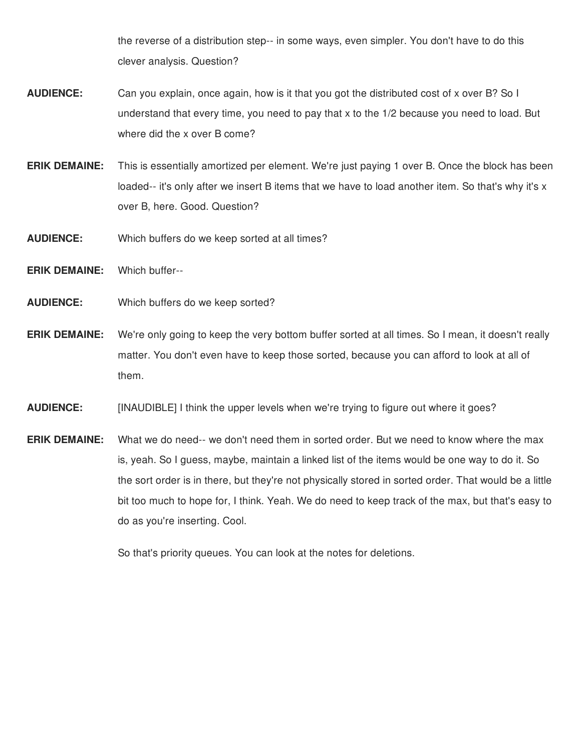the reverse of a distribution step-- in some ways, even simpler. You don't have to do this clever analysis. Question?

**AUDIENCE:** Can you explain, once again, how is it that you got the distributed cost of x over B? So I understand that every time, you need to pay that x to the 1/2 because you need to load. But where did the x over B come?

**ERIK DEMAINE:** This is essentially amortized per element. We're just paying 1 over B. Once the block has been loaded-- it's only after we insert B items that we have to load another item. So that's why it's x over B, here. Good. Question?

**AUDIENCE:** Which buffers do we keep sorted at all times?

**ERIK DEMAINE:** Which buffer--

**AUDIENCE:** Which buffers do we keep sorted?

**ERIK DEMAINE:** We're only going to keep the very bottom buffer sorted at all times. So I mean, it doesn't really matter. You don't even have to keep those sorted, because you can afford to look at all of them.

**AUDIENCE:** [INAUDIBLE] I think the upper levels when we're trying to figure out where it goes?

**ERIK DEMAINE:** What we do need-- we don't need them in sorted order. But we need to know where the max is, yeah. So I guess, maybe, maintain a linked list of the items would be one way to do it. So the sort order is in there, but they're not physically stored in sorted order. That would be a little bit too much to hope for, I think. Yeah. We do need to keep track of the max, but that's easy to do as you're inserting. Cool.

So that's priority queues. You can look at the notes for deletions.